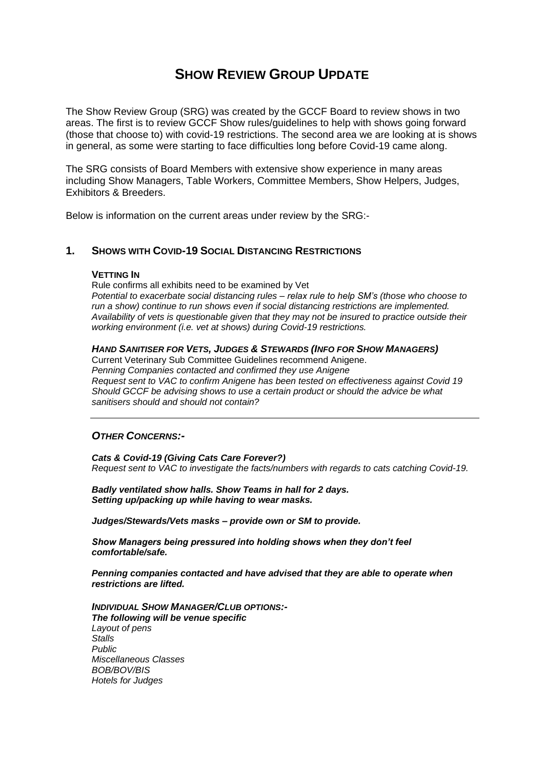# Show Review Group Update

The Show Review Group (SRG) was created by the GCCF Board to review shows in two areas. The first is to review GCCF Show rules/guidelines to help with shows going forward (those that choose to) with covid-19 restrictions. The second area we are looking at is shows in general, as some were starting to face difficulties long before Covid-19 came along.

The SRG consists of Board Members with extensive show experience in many areas including Show Managers, Table Workers, Committee Members, Show Helpers, Judges, Exhibitors & Breeders.

Below is information on the current areas under review by the SRG:-

## 1. Shows with Covid-19 Social Distancing Restrictions

### Vetting In

Rule confirms all exhibits need to be examined by Vet

*Potential to exacerbate social distancing rules – relax rule to help SM's (those who choose to run a show) continue to run shows even if social distancing restrictions are implemented. Availability of vets is questionable given that they may not be insured to practice outside their working environment (i.e. vet at shows) during Covid-19 restrictions.*

### *Hand Sanitiser for Vets, Judges & Stewards (Info for Show Managers)*

Current Veterinary Sub Committee Guidelines recommend Anigene.

*Penning Companies contacted and confirmed they use Anigene*

*Request sent to VAC to confirm Anigene has been tested on effectiveness against Covid 19*

*Should GCCF be advising shows to use a certain product or should the advice be what sanitisers should and should not contain?*

---

### *Other Concerns:-*

***Cats & Covid-19 (Giving Cats Care Forever?)***

*Request sent to VAC to investigate the facts/numbers with regards to cats catching Covid-19.*

***Badly ventilated show halls. Show Teams in hall for 2 days.***
***Setting up/packing up while having to wear masks.***

***Judges/Stewards/Vets masks – provide own or SM to provide.***

***Show Managers being pressured into holding shows when they don't feel comfortable/safe.***

***Penning companies contacted and have advised that they are able to operate when restrictions are lifted.***

***Individual Show Manager/Club options:-***

***The following will be venue specific***

*Layout of pens*
*Stalls*
*Public*
*Miscellaneous Classes*
*BOB/BOV/BIS*
*Hotels for Judges*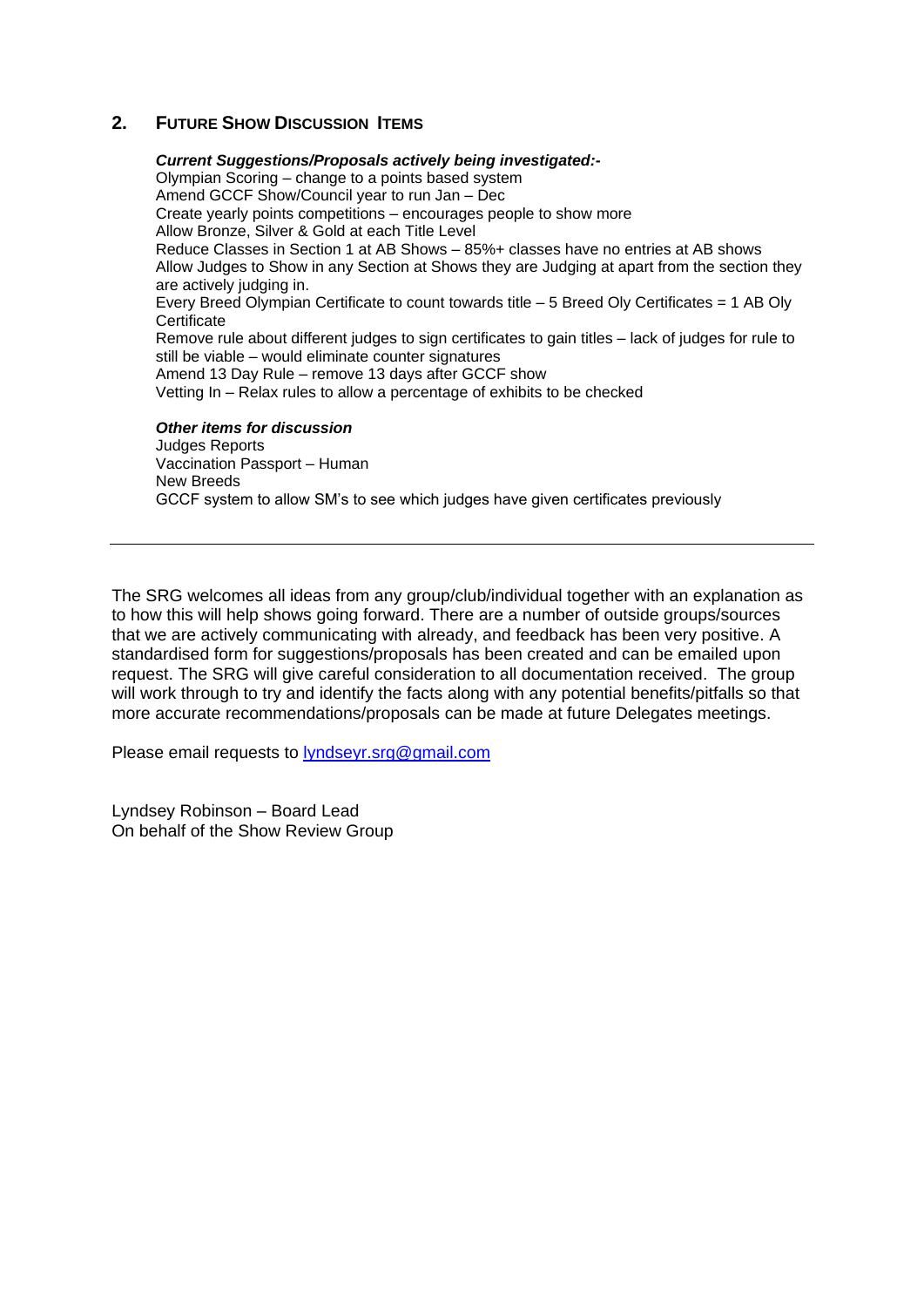## 2. Future Show Discussion Items

***Current Suggestions/Proposals actively being investigated:-***

Olympian Scoring – change to a points based system  
Amend GCCF Show/Council year to run Jan – Dec  
Create yearly points competitions – encourages people to show more  
Allow Bronze, Silver & Gold at each Title Level  
Reduce Classes in Section 1 at AB Shows – 85%+ classes have no entries at AB shows  
Allow Judges to Show in any Section at Shows they are Judging at apart from the section they are actively judging in.  
Every Breed Olympian Certificate to count towards title – 5 Breed Oly Certificates = 1 AB Oly Certificate  
Remove rule about different judges to sign certificates to gain titles – lack of judges for rule to still be viable – would eliminate counter signatures  
Amend 13 Day Rule – remove 13 days after GCCF show  
Vetting In – Relax rules to allow a percentage of exhibits to be checked

***Other items for discussion***

Judges Reports  
Vaccination Passport – Human  
New Breeds  
GCCF system to allow SM's to see which judges have given certificates previously

---

The SRG welcomes all ideas from any group/club/individual together with an explanation as to how this will help shows going forward. There are a number of outside groups/sources that we are actively communicating with already, and feedback has been very positive. A standardised form for suggestions/proposals has been created and can be emailed upon request. The SRG will give careful consideration to all documentation received. The group will work through to try and identify the facts along with any potential benefits/pitfalls so that more accurate recommendations/proposals can be made at future Delegates meetings.

Please email requests to lyndseyr.srg@gmail.com

Lyndsey Robinson – Board Lead  
On behalf of the Show Review Group